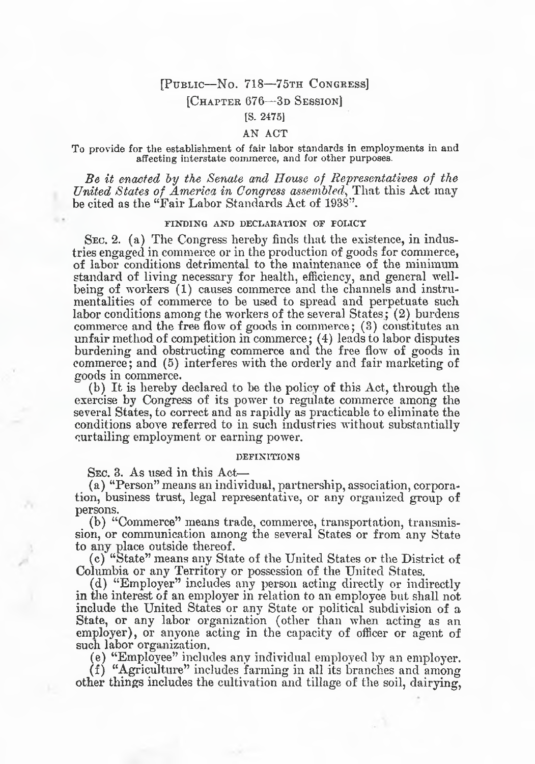[PUBLIC—No. 718—75TH CONGRESS]

[CHAPTER 676—3D SESSION]

[S. 2475]

# AN ACT

To provide for the establishment of fair labor standards in employments in and affecting interstate commerce, and for other purposes.

*Be it enacted by the Senate and House of Representatives of the United States of America in Congress assembled*, That this Act may be cited as the "Fair Labor Standards Act of 1938".

## FINDING AND DECLARATION OF POLICY

SEC. 2. (a) The Congress hereby finds that the existence, in industries engaged in commerce or in the production of goods for commerce, of labor conditions detrimental to the maintenance of the minimum standard of living necessary for health, efficiency, and general well-being of workers (1) causes commerce and the channels and instrumentalities of commerce to be used to spread and perpetuate such labor conditions among the workers of the several States; (2) burdens commerce and the free flow of goods in commerce; (3) constitutes an unfair method of competition in commerce; (4) leads to labor disputes burdening and obstructing commerce and the free flow of goods in commerce; and (5) interferes with the orderly and fair marketing of goods in commerce.

(b) It is hereby declared to be the policy of this Act, through the exercise by Congress of its power to regulate commerce among the several States, to correct and as rapidly as practicable to eliminate the conditions above referred to in such industries without substantially curtailing employment or earning power.

## DEFINITIONS

SEC. 3. As used in this Act—

(a) "Person" means an individual, partnership, association, corporation, business trust, legal representative, or any organized group of persons.

(b) "Commerce" means trade, commerce, transportation, transmission, or communication among the several States or from any State to any place outside thereof.

(c) "State" means any State of the United States or the District of Columbia or any Territory or possession of the United States.

(d) "Employer" includes any person acting directly or indirectly in the interest of an employer in relation to an employee but shall not include the United States or any State or political subdivision of a State, or any labor organization (other than when acting as an employer), or anyone acting in the capacity of officer or agent of such labor organization.

(e) "Employee" includes any individual employed by an employer.

(f) "Agriculture" includes farming in all its branches and among other things includes the cultivation and tillage of the soil, dairying,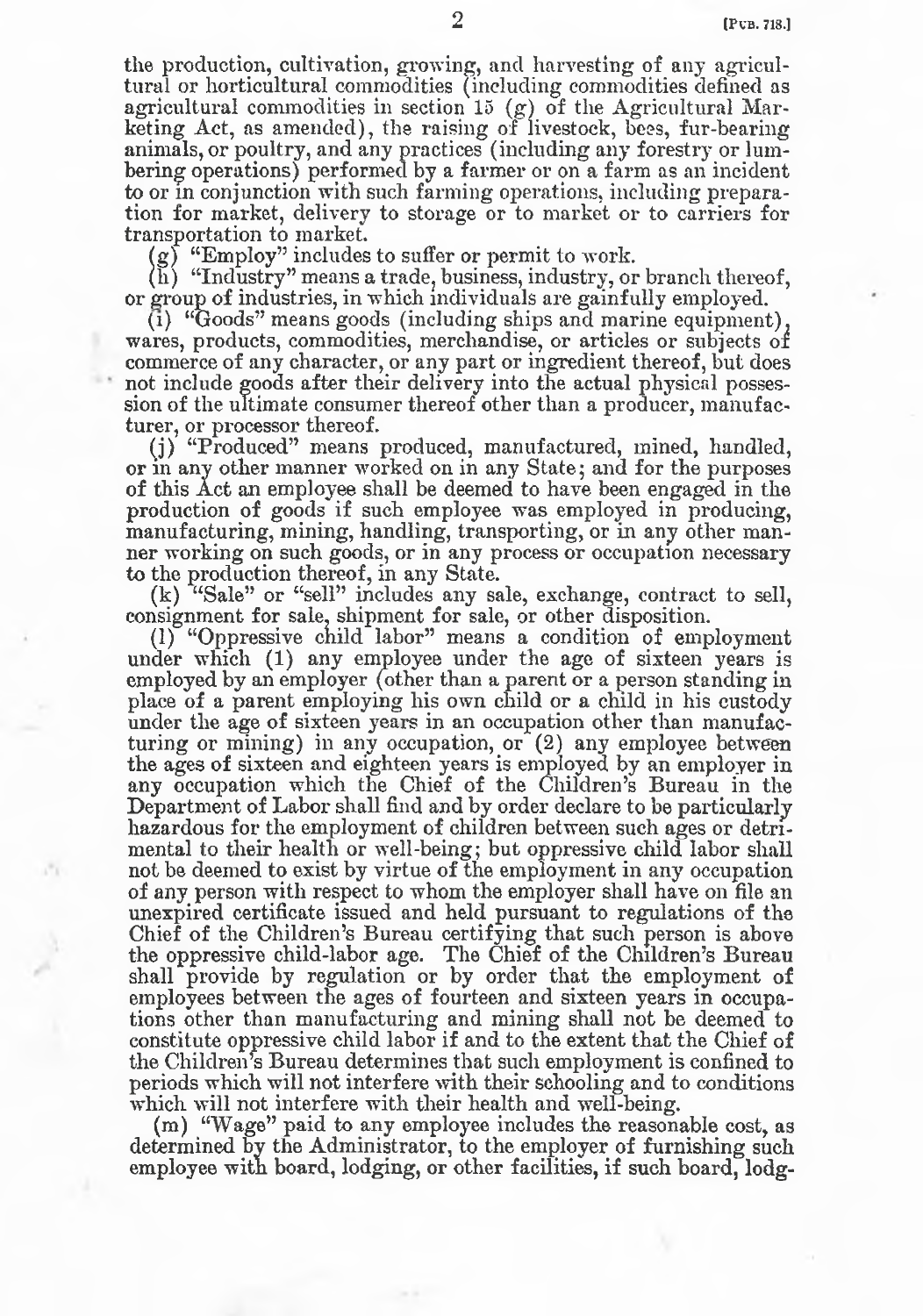the production, cultivation, growing, and harvesting of any agricultural or horticultural commodities (including commodities defined as agricultural commodities in section 15 (g) of the Agricultural Marketing Act, as amended), the raising of livestock, bees, fur-bearing animals, or poultry, and any practices (including any forestry or lumbering operations) performed by a farmer or on a farm as an incident to or in conjunction with such farming operations, including preparation for market, delivery to storage or to market or to carriers for transportation to market.

(g) "Employ" includes to suffer or permit to work.

(h) "Industry" means a trade, business, industry, or branch thereof, or group of industries, in which individuals are gainfully employed.

(i) "Goods" means goods (including ships and marine equipment), wares, products, commodities, merchandise, or articles or subjects of commerce of any character, or any part or ingredient thereof, but does not include goods after their delivery into the actual physical possession of the ultimate consumer thereof other than a producer, manufacturer, or processor thereof.

(j) "Produced" means produced, manufactured, mined, handled, or in any other manner worked on in any State; and for the purposes of this Act an employee shall be deemed to have been engaged in the production of goods if such employee was employed in producing, manufacturing, mining, handling, transporting, or in any other manner working on such goods, or in any process or occupation necessary to the production thereof, in any State.

(k) "Sale" or "sell" includes any sale, exchange, contract to sell, consignment for sale, shipment for sale, or other disposition.

(l) "Oppressive child labor" means a condition of employment under which (1) any employee under the age of sixteen years is employed by an employer (other than a parent or a person standing in place of a parent employing his own child or a child in his custody under the age of sixteen years in an occupation other than manufacturing or mining) in any occupation, or (2) any employee between the ages of sixteen and eighteen years is employed by an employer in any occupation which the Chief of the Children's Bureau in the Department of Labor shall find and by order declare to be particularly hazardous for the employment of children between such ages or detrimental to their health or well-being; but oppressive child labor shall not be deemed to exist by virtue of the employment in any occupation of any person with respect to whom the employer shall have on file an unexpired certificate issued and held pursuant to regulations of the Chief of the Children's Bureau certifying that such person is above the oppressive child-labor age. The Chief of the Children's Bureau shall provide by regulation or by order that the employment of employees between the ages of fourteen and sixteen years in occupations other than manufacturing and mining shall not be deemed to constitute oppressive child labor if and to the extent that the Chief of the Children's Bureau determines that such employment is confined to periods which will not interfere with their schooling and to conditions which will not interfere with their health and well-being.

(m) "Wage" paid to any employee includes the reasonable cost, as determined by the Administrator, to the employer of furnishing such employee with board, lodging, or other facilities, if such board, lodg-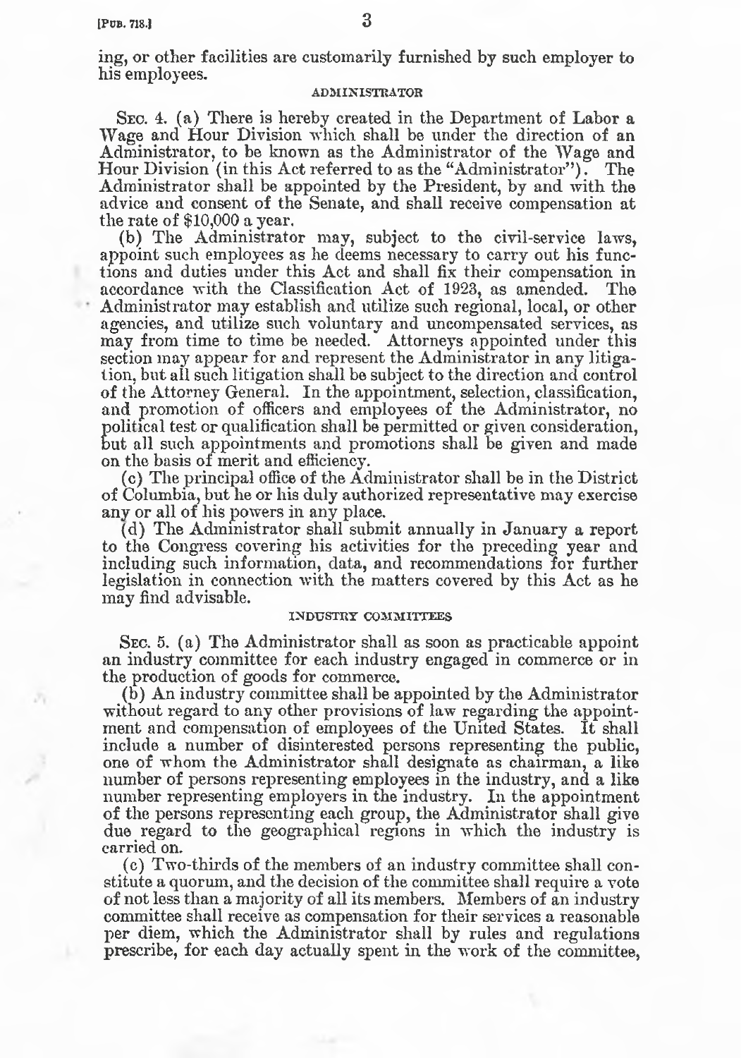ing, or other facilities are customarily furnished by such employer to his employees.

### ADMINISTRATOR

SEC. 4. (a) There is hereby created in the Department of Labor a Wage and Hour Division which shall be under the direction of an Administrator, to be known as the Administrator of the Wage and Hour Division (in this Act referred to as the "Administrator"). The Administrator shall be appointed by the President, by and with the advice and consent of the Senate, and shall receive compensation at the rate of $10,000 a year.

(b) The Administrator may, subject to the civil-service laws, appoint such employees as he deems necessary to carry out his functions and duties under this Act and shall fix their compensation in accordance with the Classification Act of 1923, as amended. The Administrator may establish and utilize such regional, local, or other agencies, and utilize such voluntary and uncompensated services, as may from time to time be needed. Attorneys appointed under this section may appear for and represent the Administrator in any litigation, but all such litigation shall be subject to the direction and control of the Attorney General. In the appointment, selection, classification, and promotion of officers and employees of the Administrator, no political test or qualification shall be permitted or given consideration, but all such appointments and promotions shall be given and made on the basis of merit and efficiency.

(c) The principal office of the Administrator shall be in the District of Columbia, but he or his duly authorized representative may exercise any or all of his powers in any place.

(d) The Administrator shall submit annually in January a report to the Congress covering his activities for the preceding year and including such information, data, and recommendations for further legislation in connection with the matters covered by this Act as he may find advisable.

### INDUSTRY COMMITTEES

SEC. 5. (a) The Administrator shall as soon as practicable appoint an industry committee for each industry engaged in commerce or in the production of goods for commerce.

(b) An industry committee shall be appointed by the Administrator without regard to any other provisions of law regarding the appointment and compensation of employees of the United States. It shall include a number of disinterested persons representing the public, one of whom the Administrator shall designate as chairman, a like number of persons representing employees in the industry, and a like number representing employers in the industry. In the appointment of the persons representing each group, the Administrator shall give due regard to the geographical regions in which the industry is carried on.

(c) Two-thirds of the members of an industry committee shall constitute a quorum, and the decision of the committee shall require a vote of not less than a majority of all its members. Members of an industry committee shall receive as compensation for their services a reasonable per diem, which the Administrator shall by rules and regulations prescribe, for each day actually spent in the work of the committee,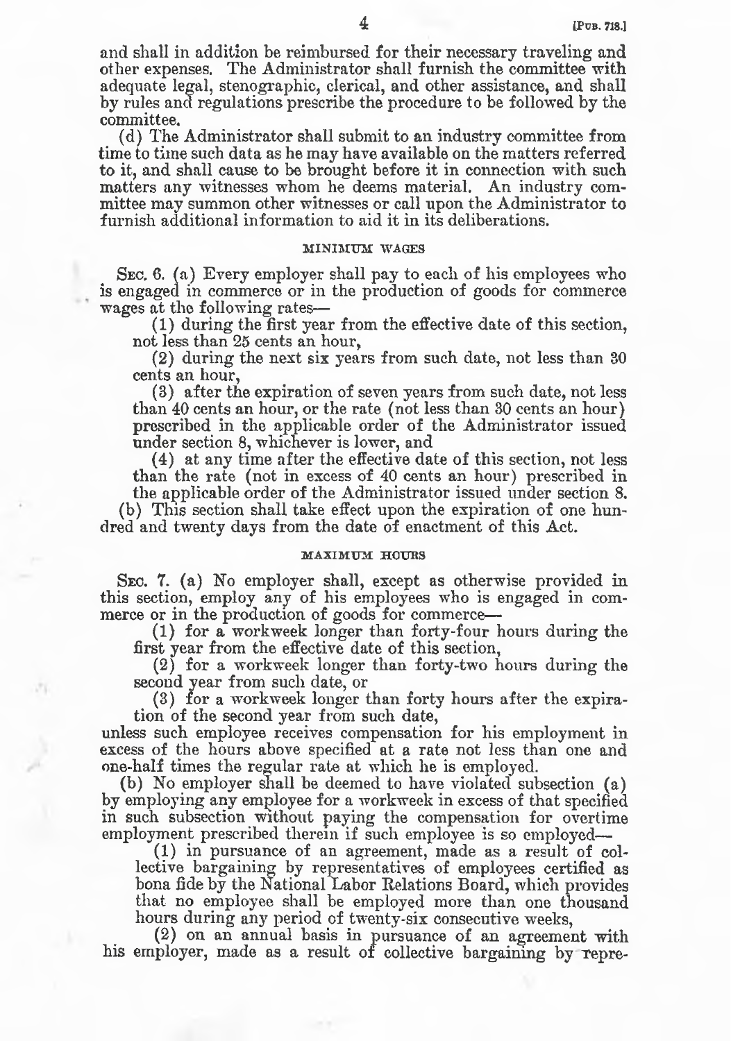and shall in addition be reimbursed for their necessary traveling and other expenses. The Administrator shall furnish the committee with adequate legal, stenographic, clerical, and other assistance, and shall by rules and regulations prescribe the procedure to be followed by the committee.

(d) The Administrator shall submit to an industry committee from time to time such data as he may have available on the matters referred to it, and shall cause to be brought before it in connection with such matters any witnesses whom he deems material. An industry committee may summon other witnesses or call upon the Administrator to furnish additional information to aid it in its deliberations.

### MINIMUM WAGES

SEC. 6. (a) Every employer shall pay to each of his employees who is engaged in commerce or in the production of goods for commerce wages at the following rates—

(1) during the first year from the effective date of this section, not less than 25 cents an hour,

(2) during the next six years from such date, not less than 30 cents an hour,

(3) after the expiration of seven years from such date, not less than 40 cents an hour, or the rate (not less than 30 cents an hour) prescribed in the applicable order of the Administrator issued under section 8, whichever is lower, and

(4) at any time after the effective date of this section, not less than the rate (not in excess of 40 cents an hour) prescribed in the applicable order of the Administrator issued under section 8.

(b) This section shall take effect upon the expiration of one hundred and twenty days from the date of enactment of this Act.

### MAXIMUM HOURS

SEC. 7. (a) No employer shall, except as otherwise provided in this section, employ any of his employees who is engaged in commerce or in the production of goods for commerce—

(1) for a workweek longer than forty-four hours during the first year from the effective date of this section,

(2) for a workweek longer than forty-two hours during the second year from such date, or

(3) for a workweek longer than forty hours after the expiration of the second year from such date,

unless such employee receives compensation for his employment in excess of the hours above specified at a rate not less than one and one-half times the regular rate at which he is employed.

(b) No employer shall be deemed to have violated subsection (a) by employing any employee for a workweek in excess of that specified in such subsection without paying the compensation for overtime employment prescribed therein if such employee is so employed—

(1) in pursuance of an agreement, made as a result of collective bargaining by representatives of employees certified as bona fide by the National Labor Relations Board, which provides that no employee shall be employed more than one thousand hours during any period of twenty-six consecutive weeks,

(2) on an annual basis in pursuance of an agreement with his employer, made as a result of collective bargaining by repre-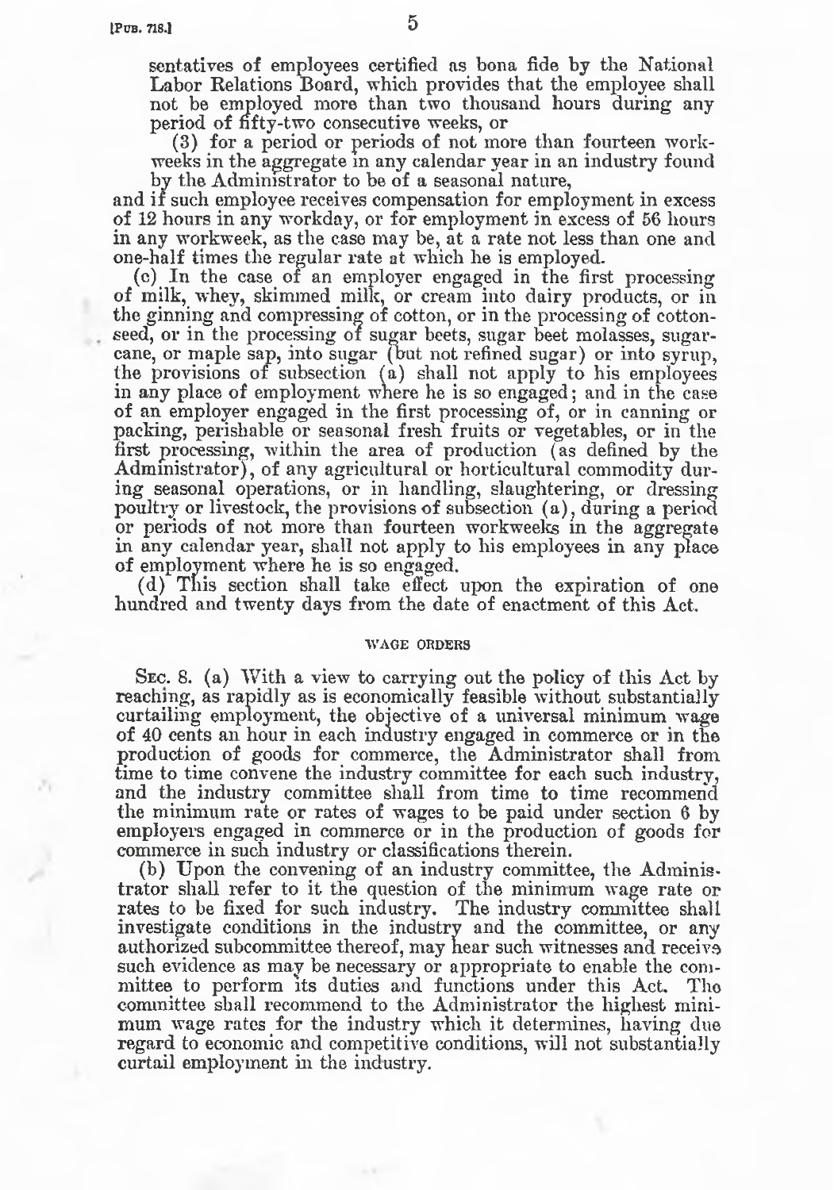sentatives of employees certified as bona fide by the National Labor Relations Board, which provides that the employee shall not be employed more than two thousand hours during any period of fifty-two consecutive weeks, or

(3) for a period or periods of not more than fourteen workweeks in the aggregate in any calendar year in an industry found by the Administrator to be of a seasonal nature,

and if such employee receives compensation for employment in excess of 12 hours in any workday, or for employment in excess of 56 hours in any workweek, as the case may be, at a rate not less than one and one-half times the regular rate at which he is employed.

(c) In the case of an employer engaged in the first processing of milk, whey, skimmed milk, or cream into dairy products, or in the ginning and compressing of cotton, or in the processing of cottonseed, or in the processing of sugar beets, sugar beet molasses, sugarcane, or maple sap, into sugar (but not refined sugar) or into syrup, the provisions of subsection (a) shall not apply to his employees in any place of employment where he is so engaged; and in the case of an employer engaged in the first processing of, or in canning or packing, perishable or seasonal fresh fruits or vegetables, or in the first processing, within the area of production (as defined by the Administrator), of any agricultural or horticultural commodity during seasonal operations, or in handling, slaughtering, or dressing poultry or livestock, the provisions of subsection (a), during a period or periods of not more than fourteen workweeks in the aggregate in any calendar year, shall not apply to his employees in any place of employment where he is so engaged.

(d) This section shall take effect upon the expiration of one hundred and twenty days from the date of enactment of this Act.

## WAGE ORDERS

SEC. 8. (a) With a view to carrying out the policy of this Act by reaching, as rapidly as is economically feasible without substantially curtailing employment, the objective of a universal minimum wage of 40 cents an hour in each industry engaged in commerce or in the production of goods for commerce, the Administrator shall from time to time convene the industry committee for each such industry, and the industry committee shall from time to time recommend the minimum rate or rates of wages to be paid under section 6 by employers engaged in commerce or in the production of goods for commerce in such industry or classifications therein.

(b) Upon the convening of an industry committee, the Administrator shall refer to it the question of the minimum wage rate or rates to be fixed for such industry. The industry committee shall investigate conditions in the industry and the committee, or any authorized subcommittee thereof, may hear such witnesses and receive such evidence as may be necessary or appropriate to enable the committee to perform its duties and functions under this Act. The committee shall recommend to the Administrator the highest minimum wage rates for the industry which it determines, having due regard to economic and competitive conditions, will not substantially curtail employment in the industry.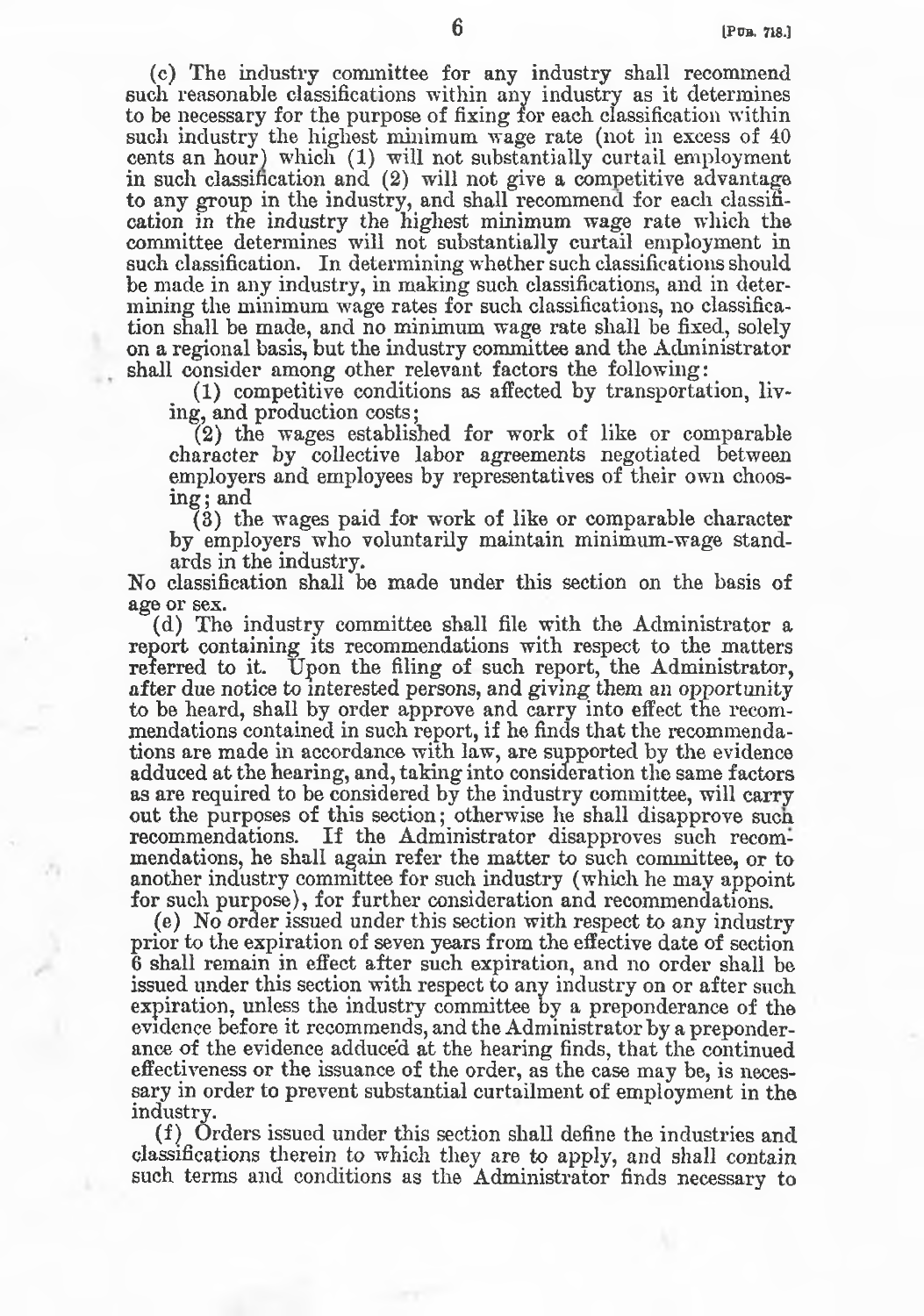(c) The industry committee for any industry shall recommend such reasonable classifications within any industry as it determines to be necessary for the purpose of fixing for each classification within such industry the highest minimum wage rate (not in excess of 40 cents an hour) which (1) will not substantially curtail employment in such classification and (2) will not give a competitive advantage to any group in the industry, and shall recommend for each classification in the industry the highest minimum wage rate which the committee determines will not substantially curtail employment in such classification. In determining whether such classifications should be made in any industry, in making such classifications, and in determining the minimum wage rates for such classifications, no classification shall be made, and no minimum wage rate shall be fixed, solely on a regional basis, but the industry committee and the Administrator shall consider among other relevant factors the following:

(1) competitive conditions as affected by transportation, living, and production costs;

(2) the wages established for work of like or comparable character by collective labor agreements negotiated between employers and employees by representatives of their own choosing; and

(3) the wages paid for work of like or comparable character by employers who voluntarily maintain minimum-wage standards in the industry.

No classification shall be made under this section on the basis of age or sex.

(d) The industry committee shall file with the Administrator a report containing its recommendations with respect to the matters referred to it. Upon the filing of such report, the Administrator, after due notice to interested persons, and giving them an opportunity to be heard, shall by order approve and carry into effect the recommendations contained in such report, if he finds that the recommendations are made in accordance with law, are supported by the evidence adduced at the hearing, and, taking into consideration the same factors as are required to be considered by the industry committee, will carry out the purposes of this section; otherwise he shall disapprove such recommendations. If the Administrator disapproves such recommendations, he shall again refer the matter to such committee, or to another industry committee for such industry (which he may appoint for such purpose), for further consideration and recommendations.

(e) No order issued under this section with respect to any industry prior to the expiration of seven years from the effective date of section 6 shall remain in effect after such expiration, and no order shall be issued under this section with respect to any industry on or after such expiration, unless the industry committee by a preponderance of the evidence before it recommends, and the Administrator by a preponderance of the evidence adduced at the hearing finds, that the continued effectiveness or the issuance of the order, as the case may be, is necessary in order to prevent substantial curtailment of employment in the industry.

(f) Orders issued under this section shall define the industries and classifications therein to which they are to apply, and shall contain such terms and conditions as the Administrator finds necessary to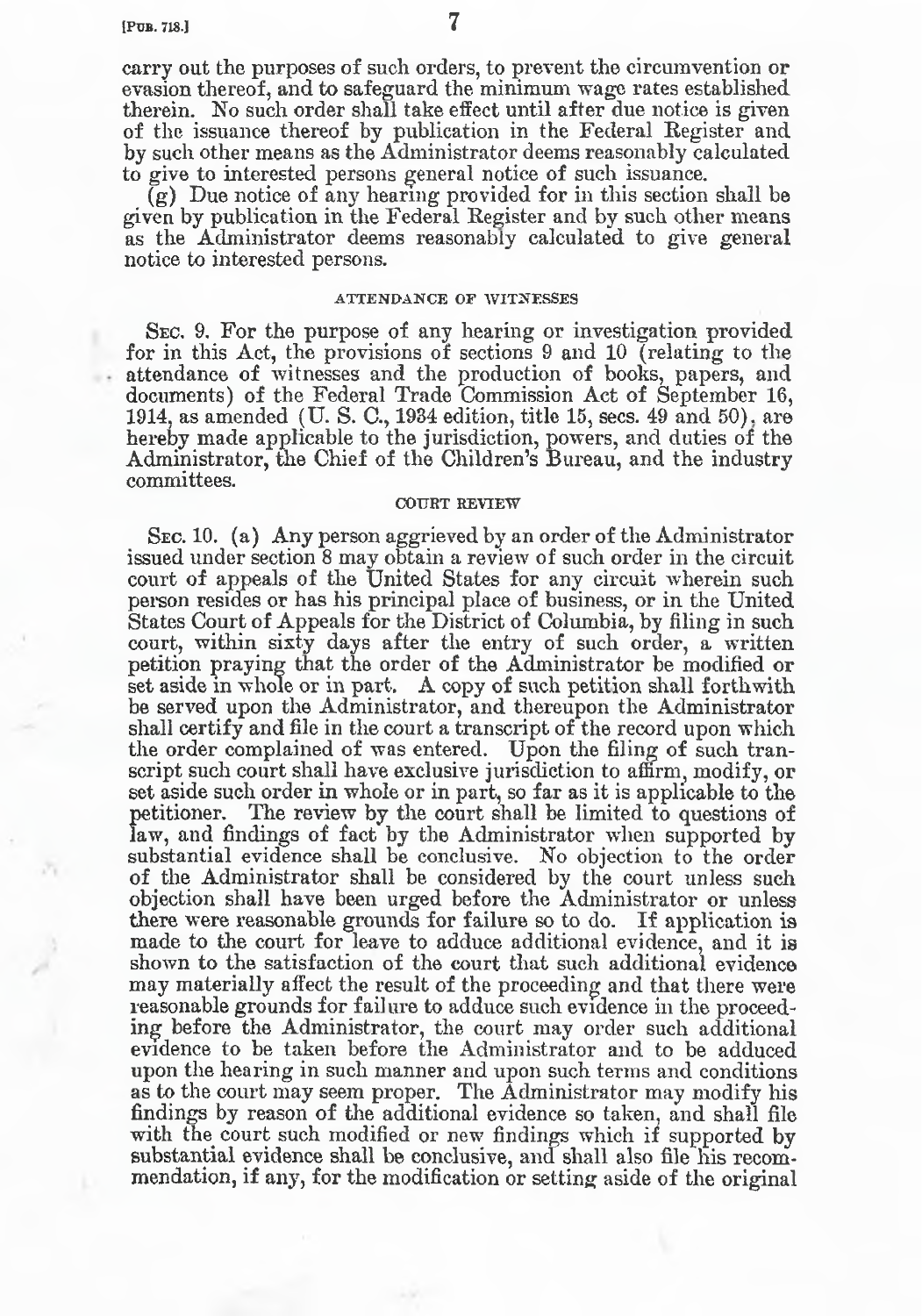carry out the purposes of such orders, to prevent the circumvention or evasion thereof, and to safeguard the minimum wage rates established therein. No such order shall take effect until after due notice is given of the issuance thereof by publication in the Federal Register and by such other means as the Administrator deems reasonably calculated to give to interested persons general notice of such issuance.

(g) Due notice of any hearing provided for in this section shall be given by publication in the Federal Register and by such other means as the Administrator deems reasonably calculated to give general notice to interested persons.

### ATTENDANCE OF WITNESSES

SEC. 9. For the purpose of any hearing or investigation provided for in this Act, the provisions of sections 9 and 10 (relating to the attendance of witnesses and the production of books, papers, and documents) of the Federal Trade Commission Act of September 16, 1914, as amended (U. S. C., 1934 edition, title 15, secs. 49 and 50), are hereby made applicable to the jurisdiction, powers, and duties of the Administrator, the Chief of the Children's Bureau, and the industry committees.

### COURT REVIEW

SEC. 10. (a) Any person aggrieved by an order of the Administrator issued under section 8 may obtain a review of such order in the circuit court of appeals of the United States for any circuit wherein such person resides or has his principal place of business, or in the United States Court of Appeals for the District of Columbia, by filing in such court, within sixty days after the entry of such order, a written petition praying that the order of the Administrator be modified or set aside in whole or in part. A copy of such petition shall forthwith be served upon the Administrator, and thereupon the Administrator shall certify and file in the court a transcript of the record upon which the order complained of was entered. Upon the filing of such transcript such court shall have exclusive jurisdiction to affirm, modify, or set aside such order in whole or in part, so far as it is applicable to the petitioner. The review by the court shall be limited to questions of law, and findings of fact by the Administrator when supported by substantial evidence shall be conclusive. No objection to the order of the Administrator shall be considered by the court unless such objection shall have been urged before the Administrator or unless there were reasonable grounds for failure so to do. If application is made to the court for leave to adduce additional evidence, and it is shown to the satisfaction of the court that such additional evidence may materially affect the result of the proceeding and that there were reasonable grounds for failure to adduce such evidence in the proceeding before the Administrator, the court may order such additional evidence to be taken before the Administrator and to be adduced upon the hearing in such manner and upon such terms and conditions as to the court may seem proper. The Administrator may modify his findings by reason of the additional evidence so taken, and shall file with the court such modified or new findings which if supported by substantial evidence shall be conclusive, and shall also file his recommendation, if any, for the modification or setting aside of the original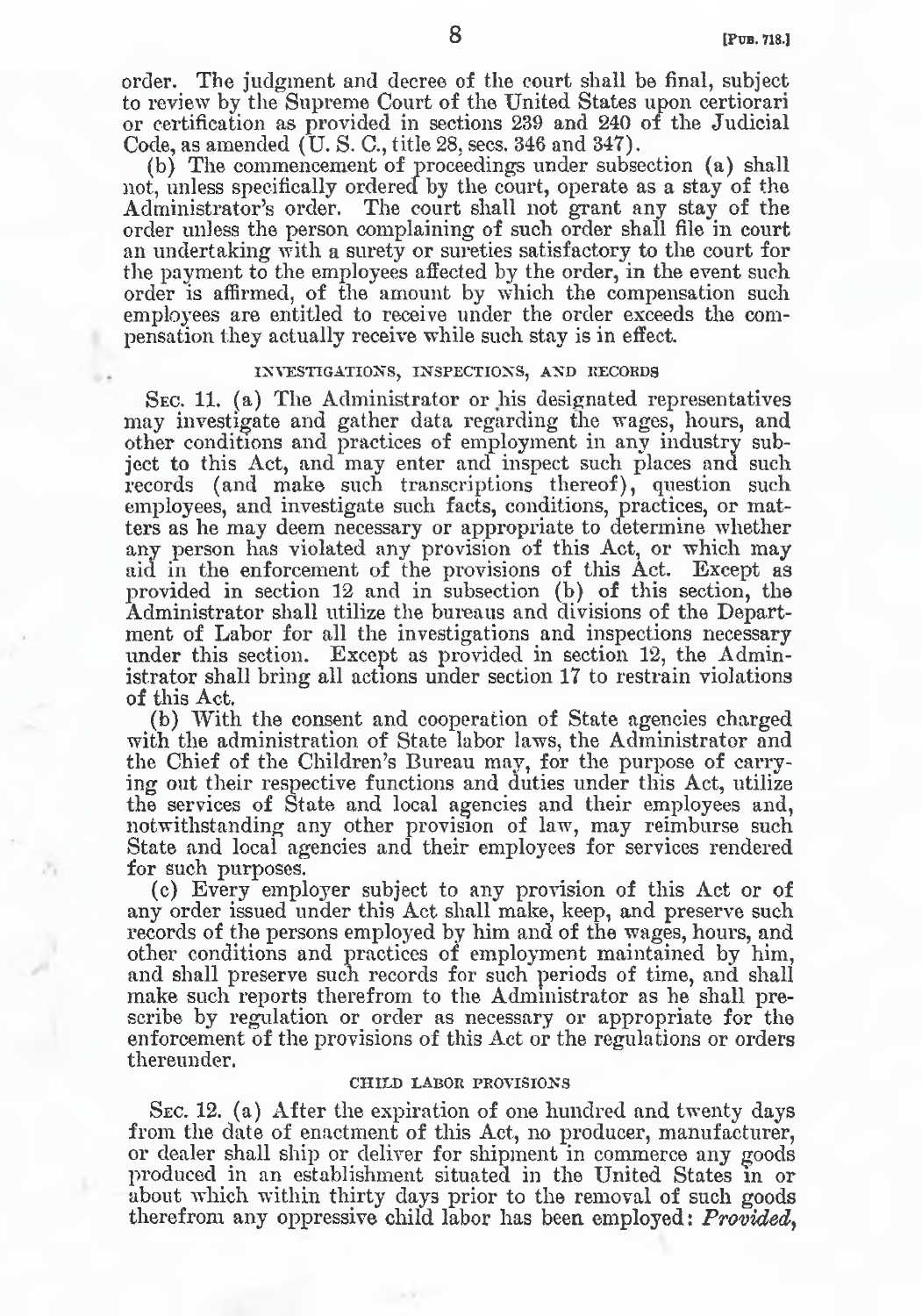order. The judgment and decree of the court shall be final, subject to review by the Supreme Court of the United States upon certiorari or certification as provided in sections 239 and 240 of the Judicial Code, as amended (U. S. C., title 28, secs. 346 and 347).

(b) The commencement of proceedings under subsection (a) shall not, unless specifically ordered by the court, operate as a stay of the Administrator's order. The court shall not grant any stay of the order unless the person complaining of such order shall file in court an undertaking with a surety or sureties satisfactory to the court for the payment to the employees affected by the order, in the event such order is affirmed, of the amount by which the compensation such employees are entitled to receive under the order exceeds the compensation they actually receive while such stay is in effect.

INVESTIGATIONS, INSPECTIONS, AND RECORDS

SEC. 11. (a) The Administrator or his designated representatives may investigate and gather data regarding the wages, hours, and other conditions and practices of employment in any industry subject to this Act, and may enter and inspect such places and such records (and make such transcriptions thereof), question such employees, and investigate such facts, conditions, practices, or matters as he may deem necessary or appropriate to determine whether any person has violated any provision of this Act, or which may aid in the enforcement of the provisions of this Act. Except as provided in section 12 and in subsection (b) of this section, the Administrator shall utilize the bureaus and divisions of the Department of Labor for all the investigations and inspections necessary under this section. Except as provided in section 12, the Administrator shall bring all actions under section 17 to restrain violations of this Act.

(b) With the consent and cooperation of State agencies charged with the administration of State labor laws, the Administrator and the Chief of the Children's Bureau may, for the purpose of carrying out their respective functions and duties under this Act, utilize the services of State and local agencies and their employees and, notwithstanding any other provision of law, may reimburse such State and local agencies and their employees for services rendered for such purposes.

(c) Every employer subject to any provision of this Act or of any order issued under this Act shall make, keep, and preserve such records of the persons employed by him and of the wages, hours, and other conditions and practices of employment maintained by him, and shall preserve such records for such periods of time, and shall make such reports therefrom to the Administrator as he shall prescribe by regulation or order as necessary or appropriate for the enforcement of the provisions of this Act or the regulations or orders thereunder.

CHILD LABOR PROVISIONS

SEC. 12. (a) After the expiration of one hundred and twenty days from the date of enactment of this Act, no producer, manufacturer, or dealer shall ship or deliver for shipment in commerce any goods produced in an establishment situated in the United States in or about which within thirty days prior to the removal of such goods therefrom any oppressive child labor has been employed: *Provided*,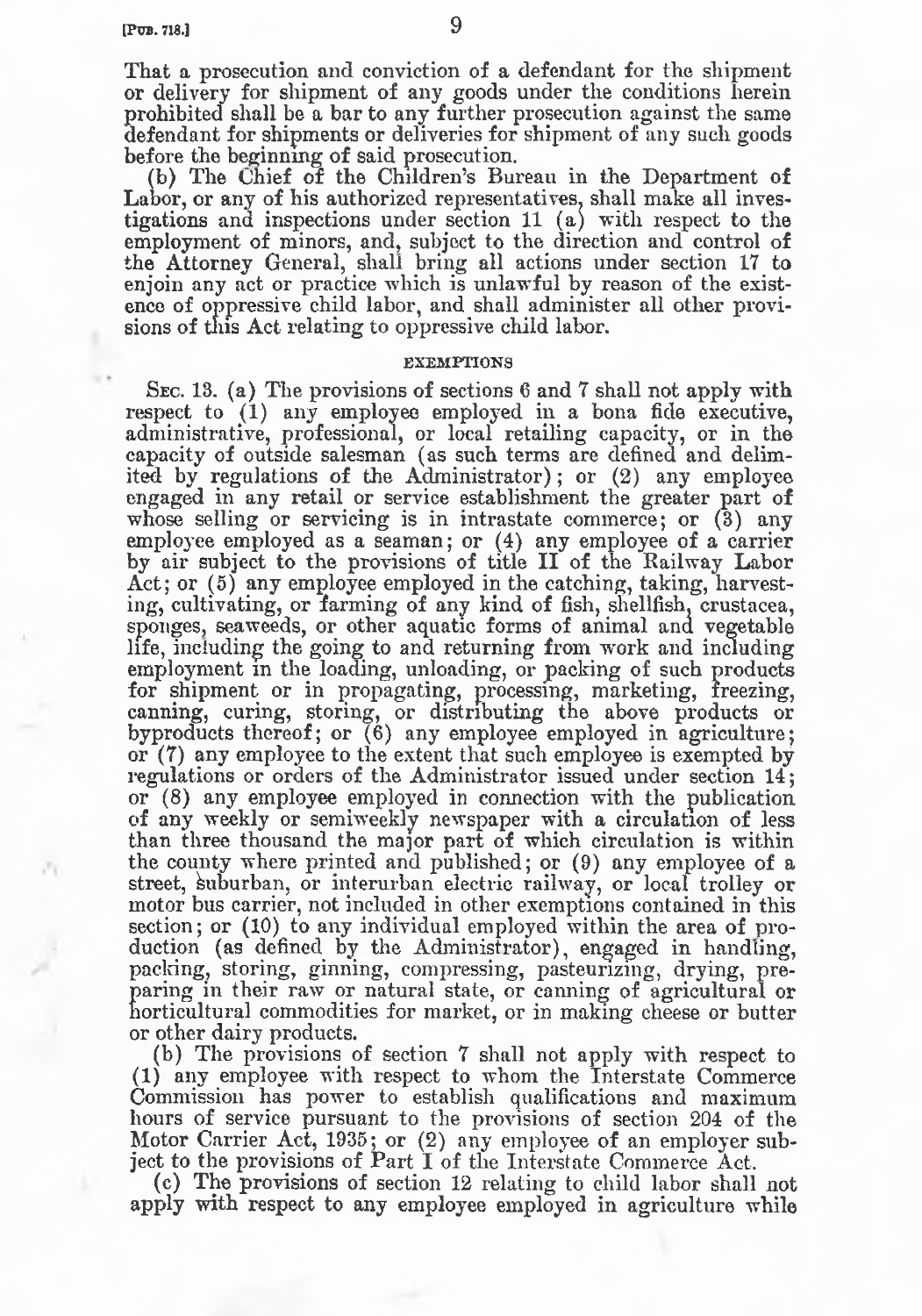That a prosecution and conviction of a defendant for the shipment or delivery for shipment of any goods under the conditions herein prohibited shall be a bar to any further prosecution against the same defendant for shipments or deliveries for shipment of any such goods before the beginning of said prosecution.

(b) The Chief of the Children's Bureau in the Department of Labor, or any of his authorized representatives, shall make all investigations and inspections under section 11 (a) with respect to the employment of minors, and, subject to the direction and control of the Attorney General, shall bring all actions under section 17 to enjoin any act or practice which is unlawful by reason of the existence of oppressive child labor, and shall administer all other provisions of this Act relating to oppressive child labor.

## EXEMPTIONS

SEC. 13. (a) The provisions of sections 6 and 7 shall not apply with respect to (1) any employee employed in a bona fide executive, administrative, professional, or local retailing capacity, or in the capacity of outside salesman (as such terms are defined and delimited by regulations of the Administrator); or (2) any employee engaged in any retail or service establishment the greater part of whose selling or servicing is in intrastate commerce; or (3) any employee employed as a seaman; or (4) any employee of a carrier by air subject to the provisions of title II of the Railway Labor Act; or (5) any employee employed in the catching, taking, harvesting, cultivating, or farming of any kind of fish, shellfish, crustacea, sponges, seaweeds, or other aquatic forms of animal and vegetable life, including the going to and returning from work and including employment in the loading, unloading, or packing of such products for shipment or in propagating, processing, marketing, freezing, canning, curing, storing, or distributing the above products or byproducts thereof; or (6) any employee employed in agriculture; or (7) any employee to the extent that such employee is exempted by regulations or orders of the Administrator issued under section 14; or (8) any employee employed in connection with the publication of any weekly or semiweekly newspaper with a circulation of less than three thousand the major part of which circulation is within the county where printed and published; or (9) any employee of a street, suburban, or interurban electric railway, or local trolley or motor bus carrier, not included in other exemptions contained in this section; or (10) to any individual employed within the area of production (as defined by the Administrator), engaged in handling, packing, storing, ginning, compressing, pasteurizing, drying, preparing in their raw or natural state, or canning of agricultural or horticultural commodities for market, or in making cheese or butter or other dairy products.

(b) The provisions of section 7 shall not apply with respect to (1) any employee with respect to whom the Interstate Commerce Commission has power to establish qualifications and maximum hours of service pursuant to the provisions of section 204 of the Motor Carrier Act, 1935; or (2) any employee of an employer subject to the provisions of Part I of the Interstate Commerce Act.

(c) The provisions of section 12 relating to child labor shall not apply with respect to any employee employed in agriculture while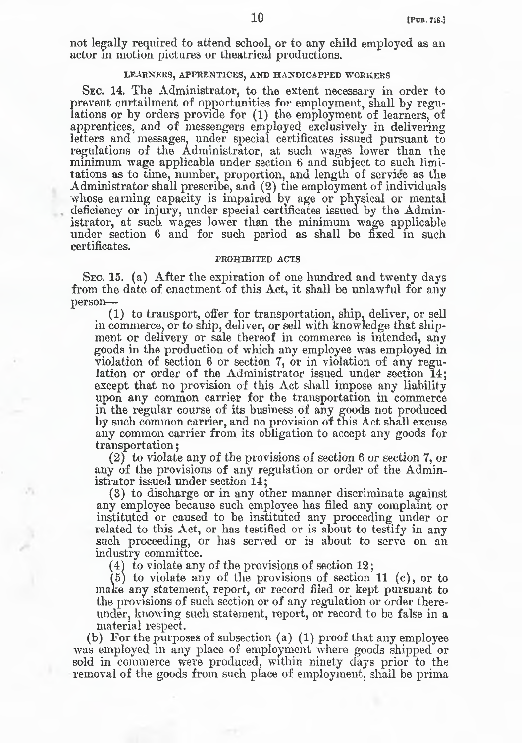not legally required to attend school, or to any child employed as an actor in motion pictures or theatrical productions.

### LEARNERS, APPRENTICES, AND HANDICAPPED WORKERS

SEC. 14. The Administrator, to the extent necessary in order to prevent curtailment of opportunities for employment, shall by regulations or by orders provide for (1) the employment of learners, of apprentices, and of messengers employed exclusively in delivering letters and messages, under special certificates issued pursuant to regulations of the Administrator, at such wages lower than the minimum wage applicable under section 6 and subject to such limitations as to time, number, proportion, and length of service as the Administrator shall prescribe, and (2) the employment of individuals whose earning capacity is impaired by age or physical or mental deficiency or injury, under special certificates issued by the Administrator, at such wages lower than the minimum wage applicable under section 6 and for such period as shall be fixed in such certificates.

### PROHIBITED ACTS

SEC. 15. (a) After the expiration of one hundred and twenty days from the date of enactment of this Act, it shall be unlawful for any person—

(1) to transport, offer for transportation, ship, deliver, or sell in commerce, or to ship, deliver, or sell with knowledge that shipment or delivery or sale thereof in commerce is intended, any goods in the production of which any employee was employed in violation of section 6 or section 7, or in violation of any regulation or order of the Administrator issued under section 14; except that no provision of this Act shall impose any liability upon any common carrier for the transportation in commerce in the regular course of its business of any goods not produced by such common carrier, and no provision of this Act shall excuse any common carrier from its obligation to accept any goods for transportation;

(2) to violate any of the provisions of section 6 or section 7, or any of the provisions of any regulation or order of the Administrator issued under section 14;

(3) to discharge or in any other manner discriminate against any employee because such employee has filed any complaint or instituted or caused to be instituted any proceeding under or related to this Act, or has testified or is about to testify in any such proceeding, or has served or is about to serve on an industry committee.

(4) to violate any of the provisions of section 12;

(5) to violate any of the provisions of section 11 (c), or to make any statement, report, or record filed or kept pursuant to the provisions of such section or of any regulation or order thereunder, knowing such statement, report, or record to be false in a material respect.

(b) For the purposes of subsection (a) (1) proof that any employee was employed in any place of employment where goods shipped or sold in commerce were produced, within ninety days prior to the removal of the goods from such place of employment, shall be prima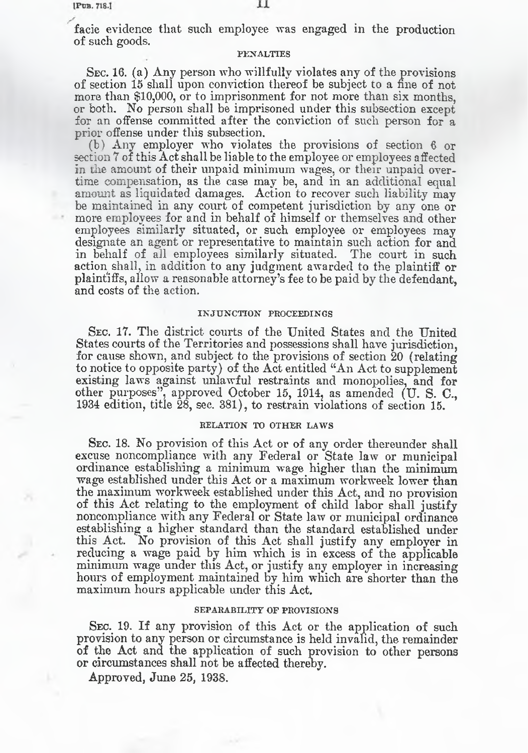facie evidence that such employee was engaged in the production of such goods.

### PENALTIES

Sec. 16. (a) Any person who willfully violates any of the provisions of section 15 shall upon conviction thereof be subject to a fine of not more than $10,000, or to imprisonment for not more than six months, or both. No person shall be imprisoned under this subsection except for an offense committed after the conviction of such person for a prior offense under this subsection.

(b) Any employer who violates the provisions of section 6 or section 7 of this Act shall be liable to the employee or employees affected in the amount of their unpaid minimum wages, or their unpaid overtime compensation, as the case may be, and in an additional equal amount as liquidated damages. Action to recover such liability may be maintained in any court of competent jurisdiction by any one or more employees for and in behalf of himself or themselves and other employees similarly situated, or such employee or employees may designate an agent or representative to maintain such action for and in behalf of all employees similarly situated. The court in such action shall, in addition to any judgment awarded to the plaintiff or plaintiffs, allow a reasonable attorney's fee to be paid by the defendant, and costs of the action.

### INJUNCTION PROCEEDINGS

Sec. 17. The district courts of the United States and the United States courts of the Territories and possessions shall have jurisdiction, for cause shown, and subject to the provisions of section 20 (relating to notice to opposite party) of the Act entitled "An Act to supplement existing laws against unlawful restraints and monopolies, and for other purposes", approved October 15, 1914, as amended (U. S. C., 1934 edition, title 28, sec. 381), to restrain violations of section 15.

### RELATION TO OTHER LAWS

Sec. 18. No provision of this Act or of any order thereunder shall excuse noncompliance with any Federal or State law or municipal ordinance establishing a minimum wage higher than the minimum wage established under this Act or a maximum workweek lower than the maximum workweek established under this Act, and no provision of this Act relating to the employment of child labor shall justify noncompliance with any Federal or State law or municipal ordinance establishing a higher standard than the standard established under this Act. No provision of this Act shall justify any employer in reducing a wage paid by him which is in excess of the applicable minimum wage under this Act, or justify any employer in increasing hours of employment maintained by him which are shorter than the maximum hours applicable under this Act.

### SEPARABILITY OF PROVISIONS

Sec. 19. If any provision of this Act or the application of such provision to any person or circumstance is held invalid, the remainder of the Act and the application of such provision to other persons or circumstances shall not be affected thereby.

Approved, June 25, 1938.